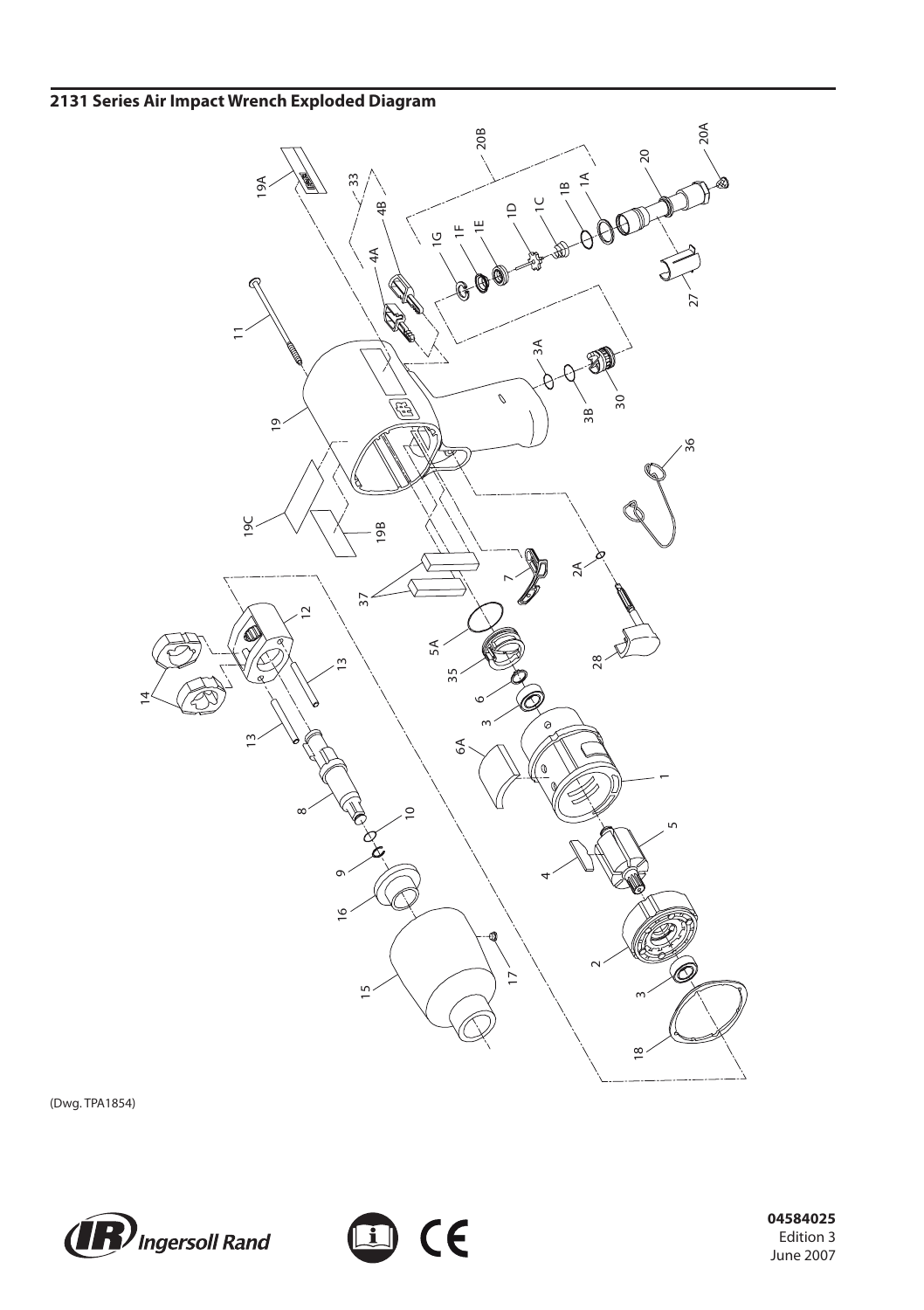## 2131 Series Air Impact Wrench Exploded Diagram

(Dwg. TPA1854)

04584025
Edition 3
June 2007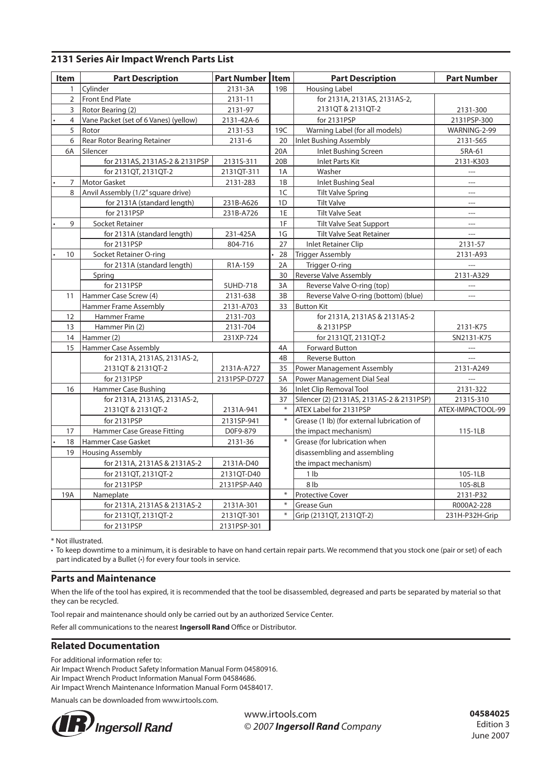## 2131 Series Air Impact Wrench Parts List

| Item | Part Description | Part Number | Item | Part Description | Part Number |
|---|---|---|---|---|---|
| 1 | Cylinder | 2131-3A | 19B | Housing Label | |
| 2 | Front End Plate | 2131-11 | | for 2131A, 2131AS, 2131AS-2, | |
| 3 | Rotor Bearing (2) | 2131-97 | | 2131QT & 2131QT-2 | 2131-300 |
| • 4 | Vane Packet (set of 6 Vanes) (yellow) | 2131-42A-6 | | for 2131PSP | 2131PSP-300 |
| 5 | Rotor | 2131-53 | 19C | Warning Label (for all models) | WARNING-2-99 |
| 6 | Rear Rotor Bearing Retainer | 2131-6 | 20 | Inlet Bushing Assembly | 2131-565 |
| 6A | Silencer | | 20A | Inlet Bushing Screen | 5RA-61 |
| | for 2131AS, 2131AS-2 & 2131PSP | 2131S-311 | 20B | Inlet Parts Kit | 2131-K303 |
| | for 2131QT, 2131QT-2 | 2131QT-311 | 1A | Washer | --- |
| • 7 | Motor Gasket | 2131-283 | 1B | Inlet Bushing Seal | --- |
| 8 | Anvil Assembly (1/2" square drive) | | 1C | Tilt Valve Spring | --- |
| | for 2131A (standard length) | 231B-A626 | 1D | Tilt Valve | --- |
| | for 2131PSP | 231B-A726 | 1E | Tilt Valve Seat | --- |
| • 9 | Socket Retainer | | 1F | Tilt Valve Seat Support | --- |
| | for 2131A (standard length) | 231-425A | 1G | Tilt Valve Seat Retainer | --- |
| | for 2131PSP | 804-716 | 27 | Inlet Retainer Clip | 2131-57 |
| • 10 | Socket Retainer O-ring | | • 28 | Trigger Assembly | 2131-A93 |
| | for 2131A (standard length) | R1A-159 | 2A | Trigger O-ring | --- |
| | Spring | | 30 | Reverse Valve Assembly | 2131-A329 |
| | for 2131PSP | 5UHD-718 | 3A | Reverse Valve O-ring (top) | --- |
| 11 | Hammer Case Screw (4) | 2131-638 | 3B | Reverse Valve O-ring (bottom) (blue) | --- |
| | Hammer Frame Assembly | 2131-A703 | 33 | Button Kit | |
| 12 | Hammer Frame | 2131-703 | | for 2131A, 2131AS & 2131AS-2 | |
| 13 | Hammer Pin (2) | 2131-704 | | & 2131PSP | 2131-K75 |
| 14 | Hammer (2) | 231XP-724 | | for 2131QT, 2131QT-2 | SN2131-K75 |
| 15 | Hammer Case Assembly | | 4A | Forward Button | --- |
| | for 2131A, 2131AS, 2131AS-2, | | 4B | Reverse Button | --- |
| | 2131QT & 2131QT-2 | 2131A-A727 | 35 | Power Management Assembly | 2131-A249 |
| | for 2131PSP | 2131PSP-D727 | 5A | Power Management Dial Seal | --- |
| 16 | Hammer Case Bushing | | 36 | Inlet Clip Removal Tool | 2131-322 |
| | for 2131A, 2131AS, 2131AS-2, | | 37 | Silencer (2) (2131AS, 2131AS-2 & 2131PSP) | 2131S-310 |
| | 2131QT & 2131QT-2 | 2131A-941 | * | ATEX Label for 2131PSP | ATEX-IMPACTOOL-99 |
| | for 2131PSP | 2131SP-941 | * | Grease (1 lb) (for external lubrication of | |
| 17 | Hammer Case Grease Fitting | D0F9-879 | | the impact mechanism) | 115-1LB |
| • 18 | Hammer Case Gasket | 2131-36 | * | Grease (for lubrication when | |
| 19 | Housing Assembly | | | disassembling and assembling | |
| | for 2131A, 2131AS & 2131AS-2 | 2131A-D40 | | the impact mechanism) | |
| | for 2131QT, 2131QT-2 | 2131QT-D40 | | 1 lb | 105-1LB |
| | for 2131PSP | 2131PSP-A40 | | 8 lb | 105-8LB |
| 19A | Nameplate | | * | Protective Cover | 2131-P32 |
| | for 2131A, 2131AS & 2131AS-2 | 2131A-301 | * | Grease Gun | R000A2-228 |
| | for 2131QT, 2131QT-2 | 2131QT-301 | * | Grip (2131QT, 2131QT-2) | 231H-P32H-Grip |
| | for 2131PSP | 2131PSP-301 | | | |

\* Not illustrated.

• To keep downtime to a minimum, it is desirable to have on hand certain repair parts. We recommend that you stock one (pair or set) of each part indicated by a Bullet (•) for every four tools in service.

## Parts and Maintenance

When the life of the tool has expired, it is recommended that the tool be disassembled, degreased and parts be separated by material so that they can be recycled.

Tool repair and maintenance should only be carried out by an authorized Service Center.

Refer all communications to the nearest **Ingersoll Rand** Office or Distributor.

## Related Documentation

For additional information refer to:
Air Impact Wrench Product Safety Information Manual Form 04580916.
Air Impact Wrench Product Information Manual Form 04584686.
Air Impact Wrench Maintenance Information Manual Form 04584017.

Manuals can be downloaded from www.irtools.com.

Ingersoll Rand

www.irtools.com
© 2007 ***Ingersoll Rand*** *Company*

**04584025**
Edition 3
June 2007